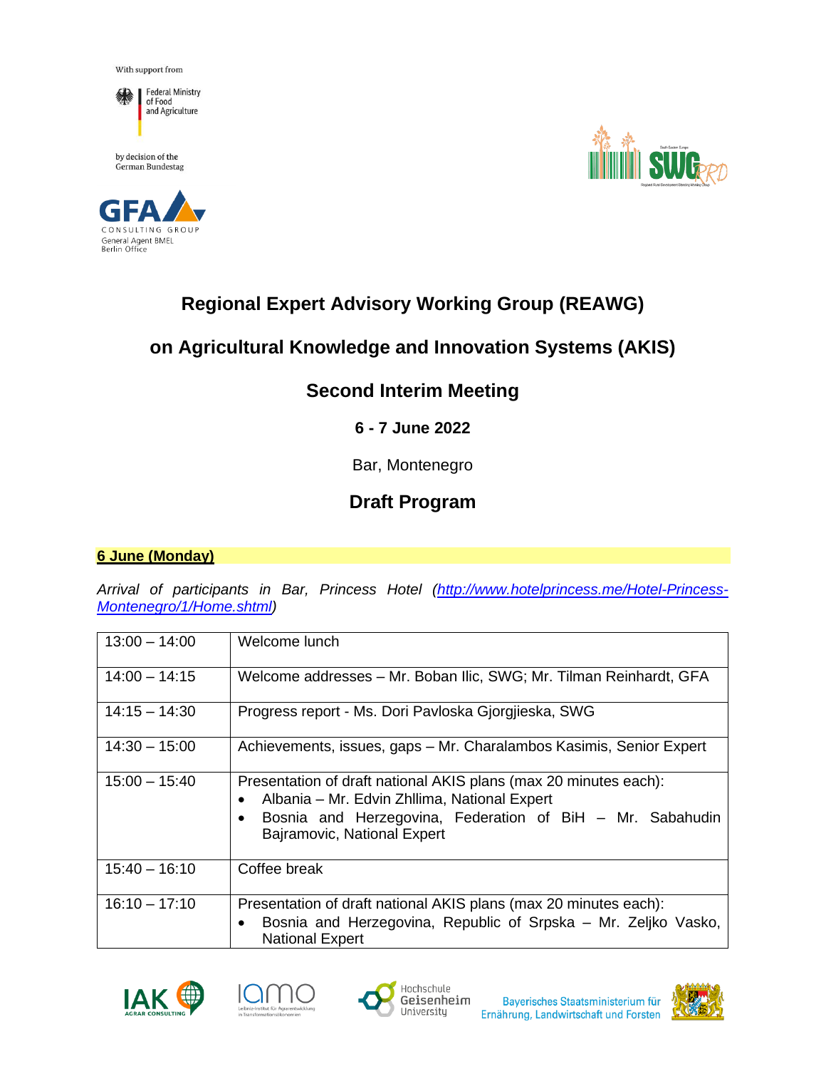With support from

Federal Ministry of Food and Agriculture

by decision of the German Bundestag

GFA CONSULTING GROUP
General Agent BMEL
Berlin Office

# Regional Expert Advisory Working Group (REAWG)

# on Agricultural Knowledge and Innovation Systems (AKIS)

## Second Interim Meeting

**6 - 7 June 2022**

Bar, Montenegro

## Draft Program

**6 June (Monday)**

*Arrival of participants in Bar, Princess Hotel ([http://www.hotelprincess.me/Hotel-Princess-Montenegro/1/Home.shtml](http://www.hotelprincess.me/Hotel-Princess-Montenegro/1/Home.shtml))*

| | |
|---|---|
| 13:00 – 14:00 | Welcome lunch |
| 14:00 – 14:15 | Welcome addresses – Mr. Boban Ilic, SWG; Mr. Tilman Reinhardt, GFA |
| 14:15 – 14:30 | Progress report - Ms. Dori Pavloska Gjorgjieska, SWG |
| 14:30 – 15:00 | Achievements, issues, gaps – Mr. Charalambos Kasimis, Senior Expert |
| 15:00 – 15:40 | Presentation of draft national AKIS plans (max 20 minutes each): <br>• Albania – Mr. Edvin Zhllima, National Expert <br>• Bosnia and Herzegovina, Federation of BiH – Mr. Sabahudin Bajramovic, National Expert |
| 15:40 – 16:10 | Coffee break |
| 16:10 – 17:10 | Presentation of draft national AKIS plans (max 20 minutes each): <br>• Bosnia and Herzegovina, Republic of Srpska – Mr. Zeljko Vasko, National Expert |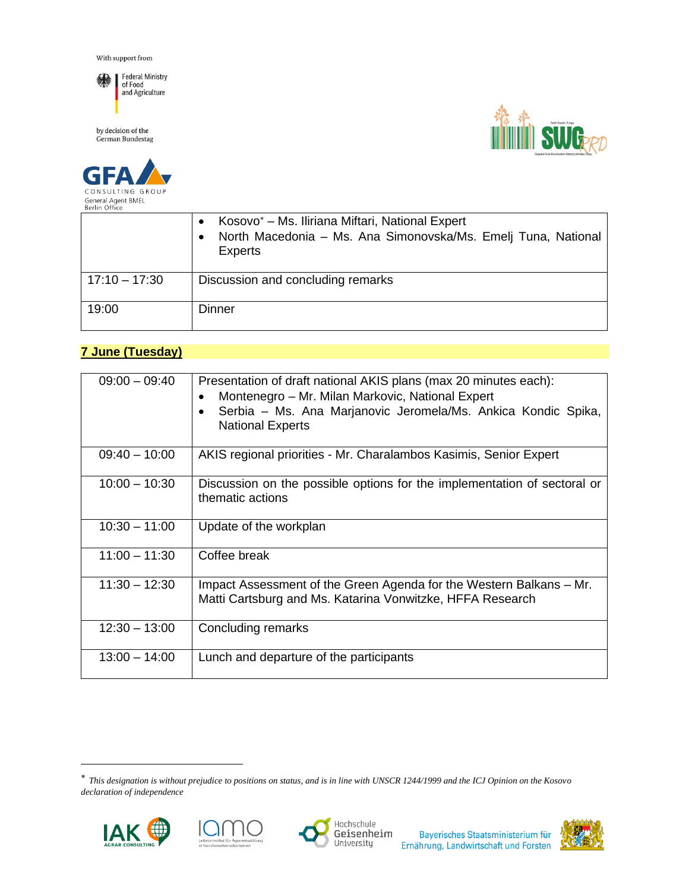| | |
|---|---|
| | • Kosovo* – Ms. Iliriana Miftari, National Expert<br>• North Macedonia – Ms. Ana Simonovska/Ms. Emelj Tuna, National Experts |
| 17:10 – 17:30 | Discussion and concluding remarks |
| 19:00 | Dinner |

**7 June (Tuesday)**

| | |
|---|---|
| 09:00 – 09:40 | Presentation of draft national AKIS plans (max 20 minutes each):<br>• Montenegro – Mr. Milan Markovic, National Expert<br>• Serbia – Ms. Ana Marjanovic Jeromela/Ms. Ankica Kondic Spika, National Experts |
| 09:40 – 10:00 | AKIS regional priorities - Mr. Charalambos Kasimis, Senior Expert |
| 10:00 – 10:30 | Discussion on the possible options for the implementation of sectoral or thematic actions |
| 10:30 – 11:00 | Update of the workplan |
| 11:00 – 11:30 | Coffee break |
| 11:30 – 12:30 | Impact Assessment of the Green Agenda for the Western Balkans – Mr. Matti Cartsburg and Ms. Katarina Vonwitzke, HFFA Research |
| 12:30 – 13:00 | Concluding remarks |
| 13:00 – 14:00 | Lunch and departure of the participants |

* *This designation is without prejudice to positions on status, and is in line with UNSCR 1244/1999 and the ICJ Opinion on the Kosovo declaration of independence*